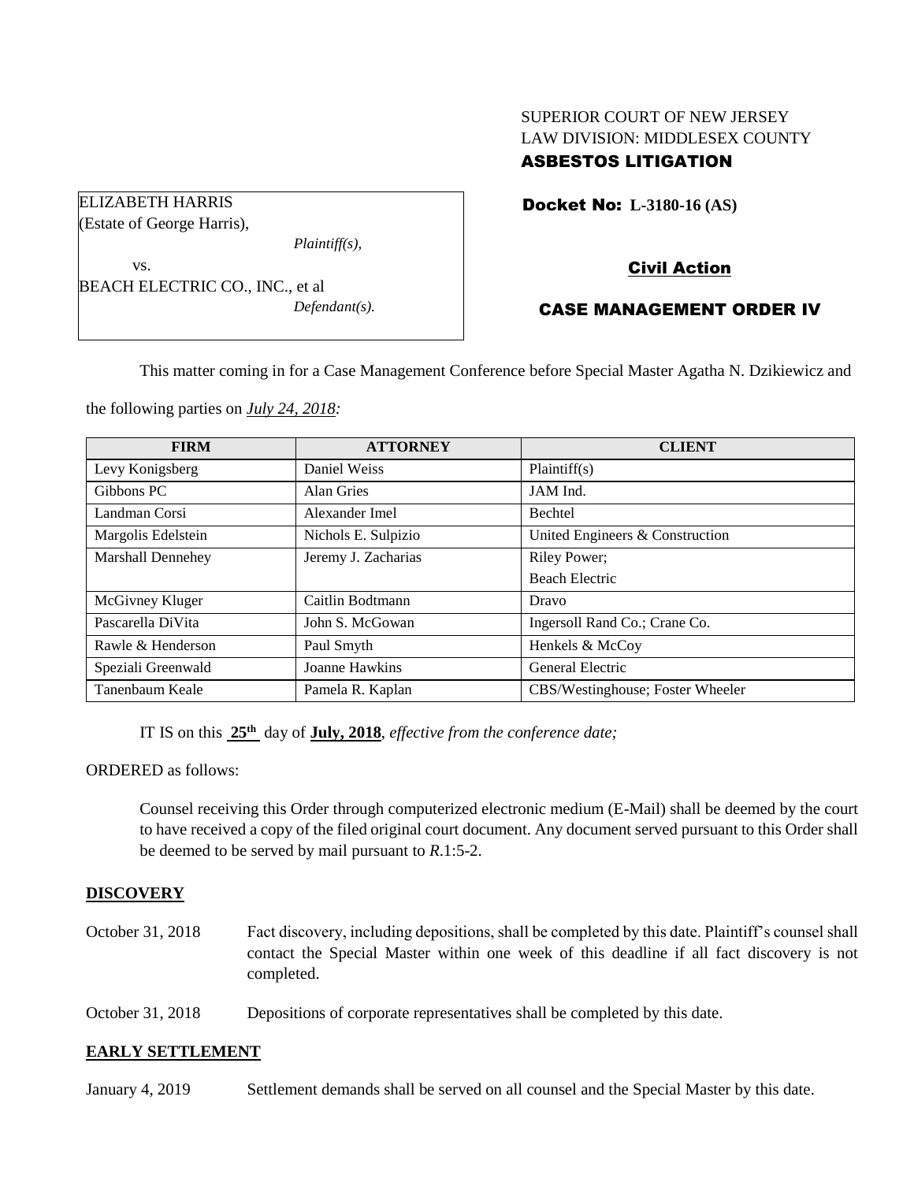SUPERIOR COURT OF NEW JERSEY
LAW DIVISION: MIDDLESEX COUNTY
**ASBESTOS LITIGATION**

ELIZABETH HARRIS
(Estate of George Harris),
*Plaintiff(s),*
vs.
BEACH ELECTRIC CO., INC., et al
*Defendant(s).*

**Docket No: L-3180-16 (AS)**

**Civil Action**

**CASE MANAGEMENT ORDER IV**

This matter coming in for a Case Management Conference before Special Master Agatha N. Dzikiewicz and the following parties on *July 24, 2018:*

| FIRM | ATTORNEY | CLIENT |
|---|---|---|
| Levy Konigsberg | Daniel Weiss | Plaintiff(s) |
| Gibbons PC | Alan Gries | JAM Ind. |
| Landman Corsi | Alexander Imel | Bechtel |
| Margolis Edelstein | Nichols E. Sulpizio | United Engineers & Construction |
| Marshall Dennehey | Jeremy J. Zacharias | Riley Power; Beach Electric |
| McGivney Kluger | Caitlin Bodtmann | Dravo |
| Pascarella DiVita | John S. McGowan | Ingersoll Rand Co.; Crane Co. |
| Rawle & Henderson | Paul Smyth | Henkels & McCoy |
| Speziali Greenwald | Joanne Hawkins | General Electric |
| Tanenbaum Keale | Pamela R. Kaplan | CBS/Westinghouse; Foster Wheeler |

IT IS on this **25th** day of **July, 2018**, *effective from the conference date;*

ORDERED as follows:

Counsel receiving this Order through computerized electronic medium (E-Mail) shall be deemed by the court to have received a copy of the filed original court document. Any document served pursuant to this Order shall be deemed to be served by mail pursuant to *R*.1:5-2.

**DISCOVERY**

October 31, 2018 Fact discovery, including depositions, shall be completed by this date. Plaintiff's counsel shall contact the Special Master within one week of this deadline if all fact discovery is not completed.

October 31, 2018 Depositions of corporate representatives shall be completed by this date.

**EARLY SETTLEMENT**

January 4, 2019 Settlement demands shall be served on all counsel and the Special Master by this date.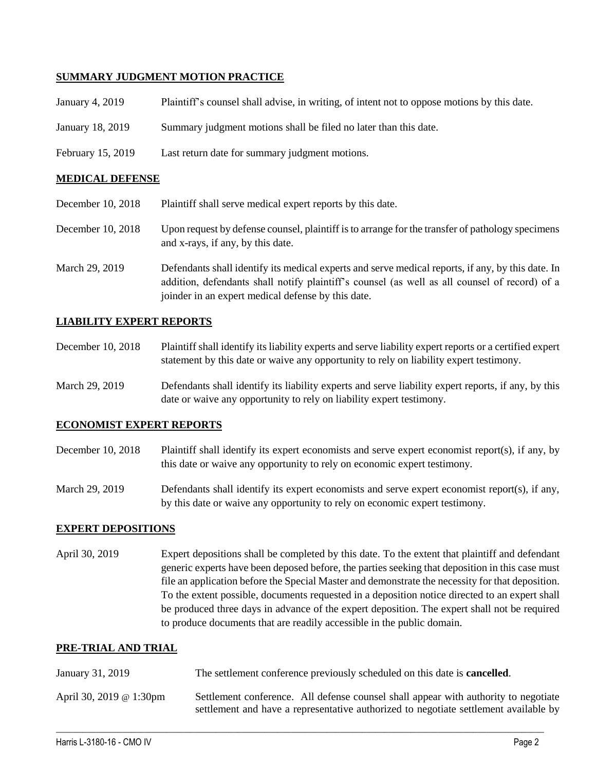## SUMMARY JUDGMENT MOTION PRACTICE

| | |
|---|---|
| January 4, 2019 | Plaintiff's counsel shall advise, in writing, of intent not to oppose motions by this date. |
| January 18, 2019 | Summary judgment motions shall be filed no later than this date. |
| February 15, 2019 | Last return date for summary judgment motions. |

## MEDICAL DEFENSE

| | |
|---|---|
| December 10, 2018 | Plaintiff shall serve medical expert reports by this date. |
| December 10, 2018 | Upon request by defense counsel, plaintiff is to arrange for the transfer of pathology specimens and x-rays, if any, by this date. |
| March 29, 2019 | Defendants shall identify its medical experts and serve medical reports, if any, by this date. In addition, defendants shall notify plaintiff's counsel (as well as all counsel of record) of a joinder in an expert medical defense by this date. |

## LIABILITY EXPERT REPORTS

| | |
|---|---|
| December 10, 2018 | Plaintiff shall identify its liability experts and serve liability expert reports or a certified expert statement by this date or waive any opportunity to rely on liability expert testimony. |
| March 29, 2019 | Defendants shall identify its liability experts and serve liability expert reports, if any, by this date or waive any opportunity to rely on liability expert testimony. |

## ECONOMIST EXPERT REPORTS

| | |
|---|---|
| December 10, 2018 | Plaintiff shall identify its expert economists and serve expert economist report(s), if any, by this date or waive any opportunity to rely on economic expert testimony. |
| March 29, 2019 | Defendants shall identify its expert economists and serve expert economist report(s), if any, by this date or waive any opportunity to rely on economic expert testimony. |

## EXPERT DEPOSITIONS

| | |
|---|---|
| April 30, 2019 | Expert depositions shall be completed by this date. To the extent that plaintiff and defendant generic experts have been deposed before, the parties seeking that deposition in this case must file an application before the Special Master and demonstrate the necessity for that deposition. To the extent possible, documents requested in a deposition notice directed to an expert shall be produced three days in advance of the expert deposition. The expert shall not be required to produce documents that are readily accessible in the public domain. |

## PRE-TRIAL AND TRIAL

| | |
|---|---|
| January 31, 2019 | The settlement conference previously scheduled on this date is **cancelled**. |
| April 30, 2019 @ 1:30pm | Settlement conference. All defense counsel shall appear with authority to negotiate settlement and have a representative authorized to negotiate settlement available by |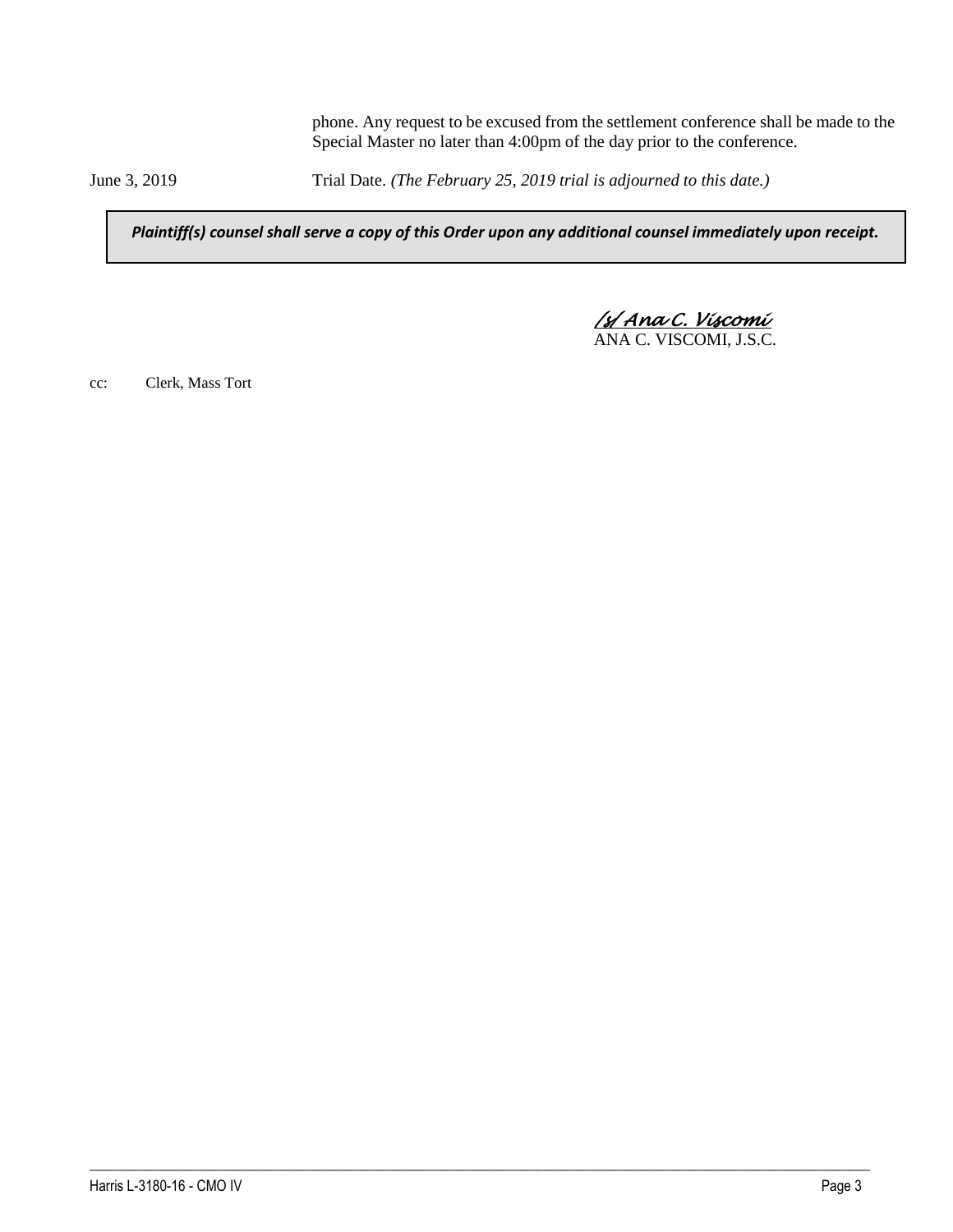phone. Any request to be excused from the settlement conference shall be made to the Special Master no later than 4:00pm of the day prior to the conference.

| | |
|---|---|
| June 3, 2019 | Trial Date. *(The February 25, 2019 trial is adjourned to this date.)* |

***Plaintiff(s) counsel shall serve a copy of this Order upon any additional counsel immediately upon receipt.***

*/s/ Ana C. Viscomi*
ANA C. VISCOMI, J.S.C.

cc: Clerk, Mass Tort